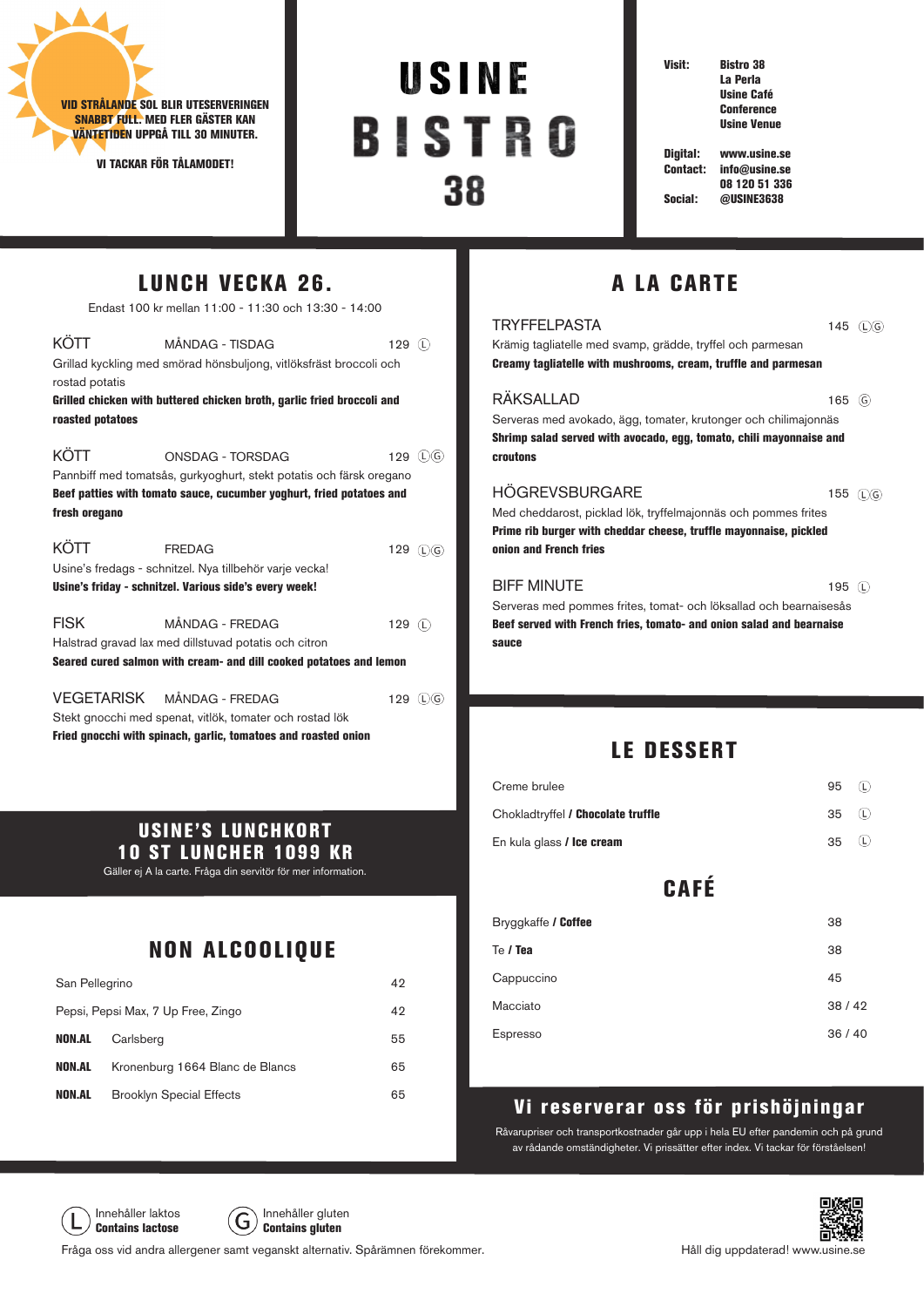VID STRÅLANDE SOL BLIR UTESERVERINGEN SNABBT FULL. MED FLER GÄSTER KAN VÄNTETIDEN UPPGÅ TILL 30 MINUTER.

VI TACKAR FÖR TÅLAMODET!

# USINE BISTRO 38

**Visit:** Bistro 38, La Perla, Usine Café, Conference, Usine Venue

**Digital:** www.usine.se
**Contact:** info@usine.se, 08 120 51 336
**Social:** @USINE3638

## LUNCH VECKA 26.

Endast 100 kr mellan 11:00 - 11:30 och 13:30 - 14:00

**KÖTT** — MÅNDAG - TISDAG — 129 (L)
Grillad kyckling med smörad hönsbuljong, vitlöksfräst broccoli och rostad potatis
**Grilled chicken with buttered chicken broth, garlic fried broccoli and roasted potatoes**

**KÖTT** — ONSDAG - TORSDAG — 129 (L)(G)
Pannbiff med tomatsås, gurkyoghurt, stekt potatis och färsk oregano
**Beef patties with tomato sauce, cucumber yoghurt, fried potatoes and fresh oregano**

**KÖTT** — FREDAG — 129 (L)(G)
Usine's fredags - schnitzel. Nya tillbehör varje vecka!
**Usine's friday - schnitzel. Various side's every week!**

**FISK** — MÅNDAG - FREDAG — 129 (L)
Halstrad gravad lax med dillstuvad potatis och citron
**Seared cured salmon with cream- and dill cooked potatoes and lemon**

**VEGETARISK** — MÅNDAG - FREDAG — 129 (L)(G)
Stekt gnocchi med spenat, vitlök, tomater och rostad lök
**Fried gnocchi with spinach, garlic, tomatoes and roasted onion**

## USINE'S LUNCHKORT
## 10 ST LUNCHER 1099 KR

Gäller ej A la carte. Fråga din servitör för mer information.

## NON ALCOOLIQUE

| | | |
|---|---|---|
| | San Pellegrino | 42 |
| | Pepsi, Pepsi Max, 7 Up Free, Zingo | 42 |
| **NON.AL** | Carlsberg | 55 |
| **NON.AL** | Kronenburg 1664 Blanc de Blancs | 65 |
| **NON.AL** | Brooklyn Special Effects | 65 |

## A LA CARTE

**TRYFFELPASTA** — 145 (L)(G)
Krämig tagliatelle med svamp, grädde, tryffel och parmesan
**Creamy tagliatelle with mushrooms, cream, truffle and parmesan**

**RÄKSALLAD** — 165 (G)
Serveras med avokado, ägg, tomater, krutonger och chilimajonnäs
**Shrimp salad served with avocado, egg, tomato, chili mayonnaise and croutons**

**HÖGREVSBURGARE** — 155 (L)(G)
Med cheddarost, picklad lök, tryffelmajonnäs och pommes frites
**Prime rib burger with cheddar cheese, truffle mayonnaise, pickled onion and French fries**

**BIFF MINUTE** — 195 (L)
Serveras med pommes frites, tomat- och löksallad och bearnaisesås
**Beef served with French fries, tomato- and onion salad and bearnaise sauce**

## LE DESSERT

| | | |
|---|---|---|
| Creme brulee | 95 | (L) |
| Chokladtryffel / **Chocolate truffle** | 35 | (L) |
| En kula glass / **Ice cream** | 35 | (L) |

## CAFÉ

| | |
|---|---|
| Bryggkaffe / **Coffee** | 38 |
| Te / **Tea** | 38 |
| Cappuccino | 45 |
| Macciato | 38 / 42 |
| Espresso | 36 / 40 |

## Vi reserverar oss för prishöjningar

Råvarupriser och transportkostnader går upp i hela EU efter pandemin och på grund av rådande omständigheter. Vi prissätter efter index. Vi tackar för förståelsen!

(L) Innehåller laktos / **Contains lactose**
(G) Innehåller gluten / **Contains gluten**

Fråga oss vid andra allergener samt veganskt alternativ. Spårämnen förekommer.

Håll dig uppdaterad! www.usine.se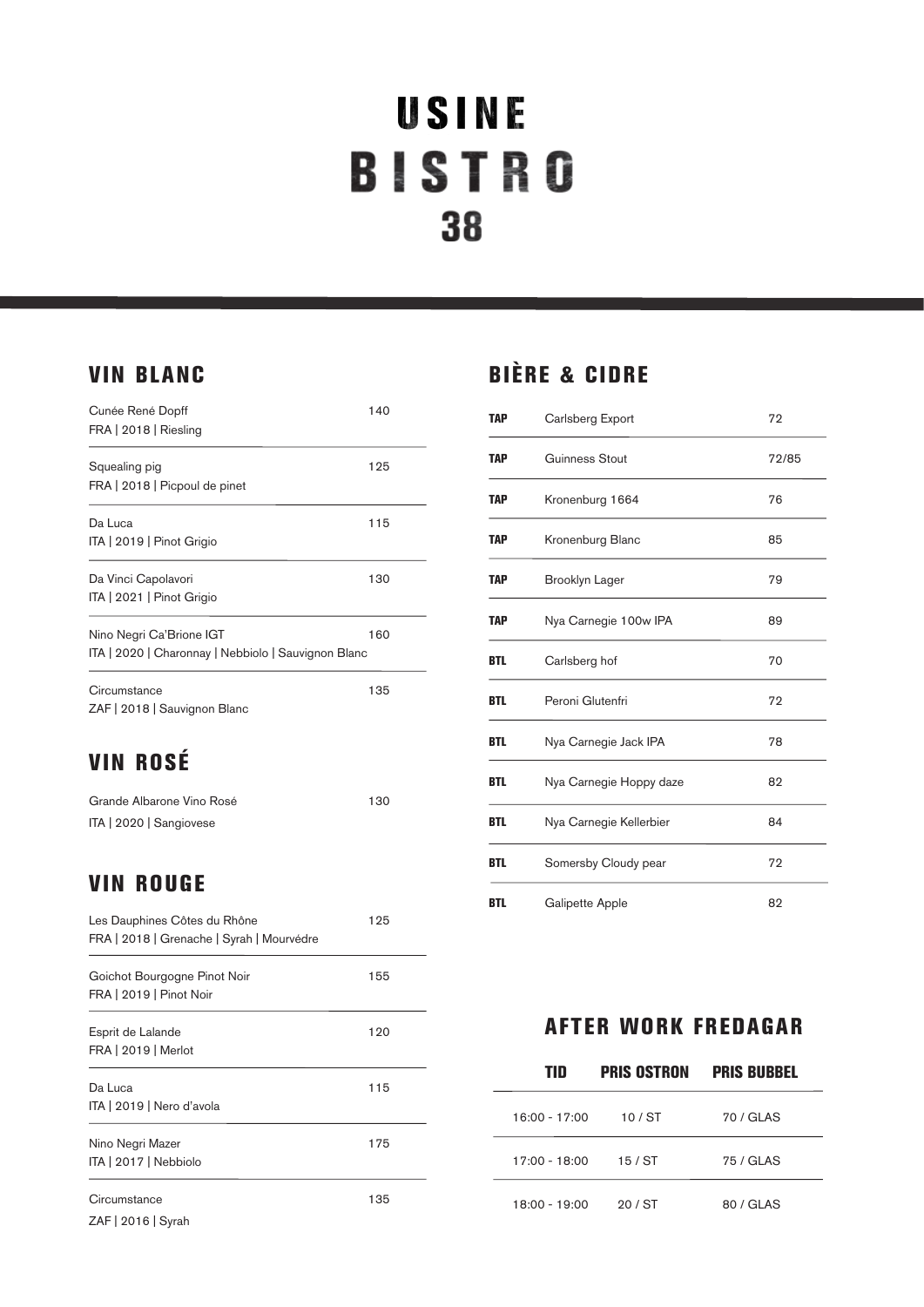# USINE BISTRO 38

## VIN BLANC

| | |
|---|---|
| Cunée René Dopff<br>FRA \| 2018 \| Riesling | 140 |
| Squealing pig<br>FRA \| 2018 \| Picpoul de pinet | 125 |
| Da Luca<br>ITA \| 2019 \| Pinot Grigio | 115 |
| Da Vinci Capolavori<br>ITA \| 2021 \| Pinot Grigio | 130 |
| Nino Negri Ca'Brione IGT<br>ITA \| 2020 \| Charonnay \| Nebbiolo \| Sauvignon Blanc | 160 |
| Circumstance<br>ZAF \| 2018 \| Sauvignon Blanc | 135 |

## VIN ROSÉ

| | |
|---|---|
| Grande Albarone Vino Rosé<br>ITA \| 2020 \| Sangiovese | 130 |

## VIN ROUGE

| | |
|---|---|
| Les Dauphines Côtes du Rhône<br>FRA \| 2018 \| Grenache \| Syrah \| Mourvédre | 125 |
| Goichot Bourgogne Pinot Noir<br>FRA \| 2019 \| Pinot Noir | 155 |
| Esprit de Lalande<br>FRA \| 2019 \| Merlot | 120 |
| Da Luca<br>ITA \| 2019 \| Nero d'avola | 115 |
| Nino Negri Mazer<br>ITA \| 2017 \| Nebbiolo | 175 |
| Circumstance<br>ZAF \| 2016 \| Syrah | 135 |

## BIÈRE & CIDRE

| | | |
|---|---|---|
| **TAP** | Carlsberg Export | 72 |
| **TAP** | Guinness Stout | 72/85 |
| **TAP** | Kronenburg 1664 | 76 |
| **TAP** | Kronenburg Blanc | 85 |
| **TAP** | Brooklyn Lager | 79 |
| **TAP** | Nya Carnegie 100w IPA | 89 |
| **BTL** | Carlsberg hof | 70 |
| **BTL** | Peroni Glutenfri | 72 |
| **BTL** | Nya Carnegie Jack IPA | 78 |
| **BTL** | Nya Carnegie Hoppy daze | 82 |
| **BTL** | Nya Carnegie Kellerbier | 84 |
| **BTL** | Somersby Cloudy pear | 72 |
| **BTL** | Galipette Apple | 82 |

## AFTER WORK FREDAGAR

| TID | PRIS OSTRON | PRIS BUBBEL |
|---|---|---|
| 16:00 - 17:00 | 10 / ST | 70 / GLAS |
| 17:00 - 18:00 | 15 / ST | 75 / GLAS |
| 18:00 - 19:00 | 20 / ST | 80 / GLAS |